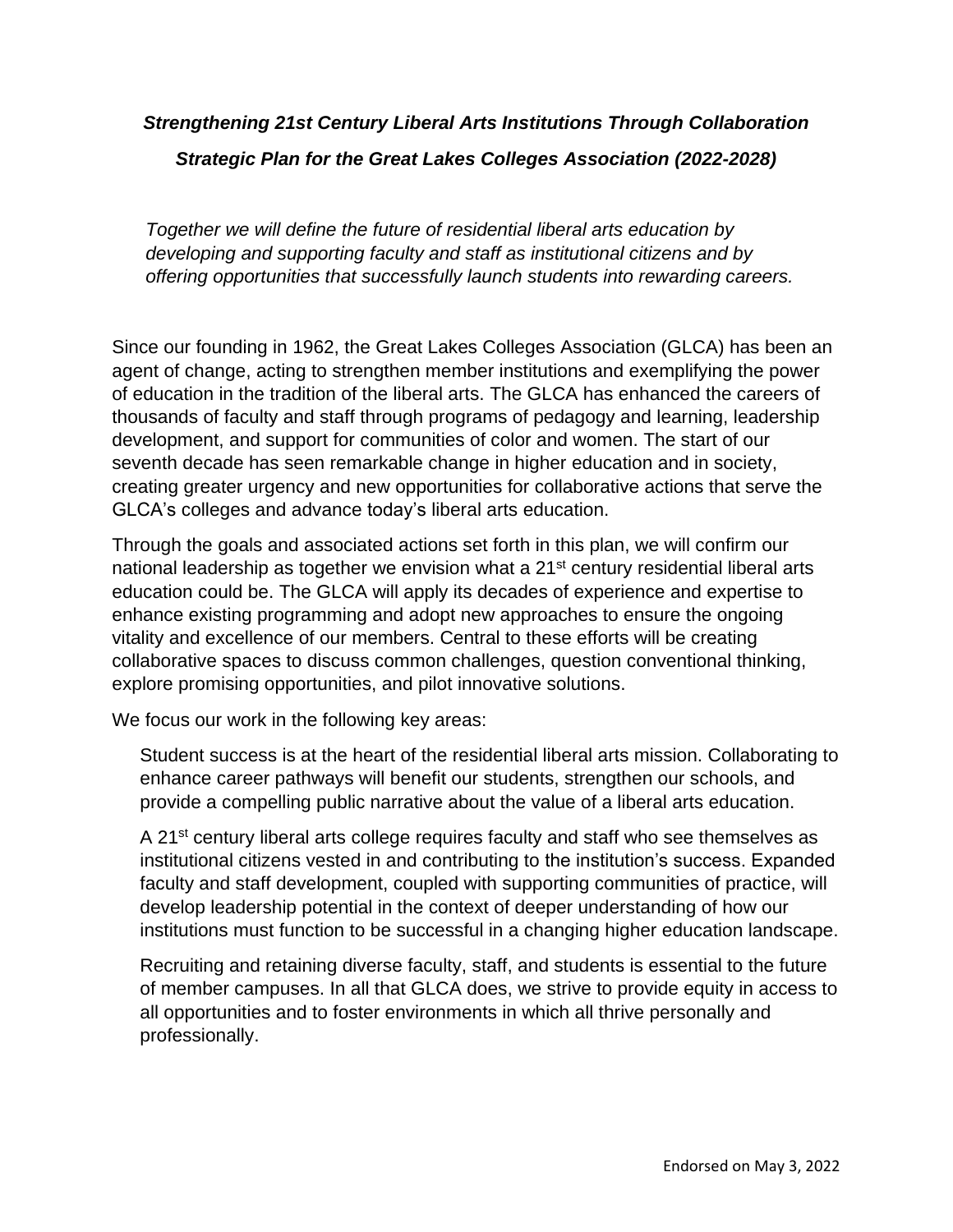***Strengthening 21st Century Liberal Arts Institutions Through Collaboration***

***Strategic Plan for the Great Lakes Colleges Association (2022-2028)***

*Together we will define the future of residential liberal arts education by developing and supporting faculty and staff as institutional citizens and by offering opportunities that successfully launch students into rewarding careers.*

Since our founding in 1962, the Great Lakes Colleges Association (GLCA) has been an agent of change, acting to strengthen member institutions and exemplifying the power of education in the tradition of the liberal arts. The GLCA has enhanced the careers of thousands of faculty and staff through programs of pedagogy and learning, leadership development, and support for communities of color and women. The start of our seventh decade has seen remarkable change in higher education and in society, creating greater urgency and new opportunities for collaborative actions that serve the GLCA's colleges and advance today's liberal arts education.

Through the goals and associated actions set forth in this plan, we will confirm our national leadership as together we envision what a 21st century residential liberal arts education could be. The GLCA will apply its decades of experience and expertise to enhance existing programming and adopt new approaches to ensure the ongoing vitality and excellence of our members. Central to these efforts will be creating collaborative spaces to discuss common challenges, question conventional thinking, explore promising opportunities, and pilot innovative solutions.

We focus our work in the following key areas:

Student success is at the heart of the residential liberal arts mission. Collaborating to enhance career pathways will benefit our students, strengthen our schools, and provide a compelling public narrative about the value of a liberal arts education.

A 21st century liberal arts college requires faculty and staff who see themselves as institutional citizens vested in and contributing to the institution's success. Expanded faculty and staff development, coupled with supporting communities of practice, will develop leadership potential in the context of deeper understanding of how our institutions must function to be successful in a changing higher education landscape.

Recruiting and retaining diverse faculty, staff, and students is essential to the future of member campuses. In all that GLCA does, we strive to provide equity in access to all opportunities and to foster environments in which all thrive personally and professionally.

Endorsed on May 3, 2022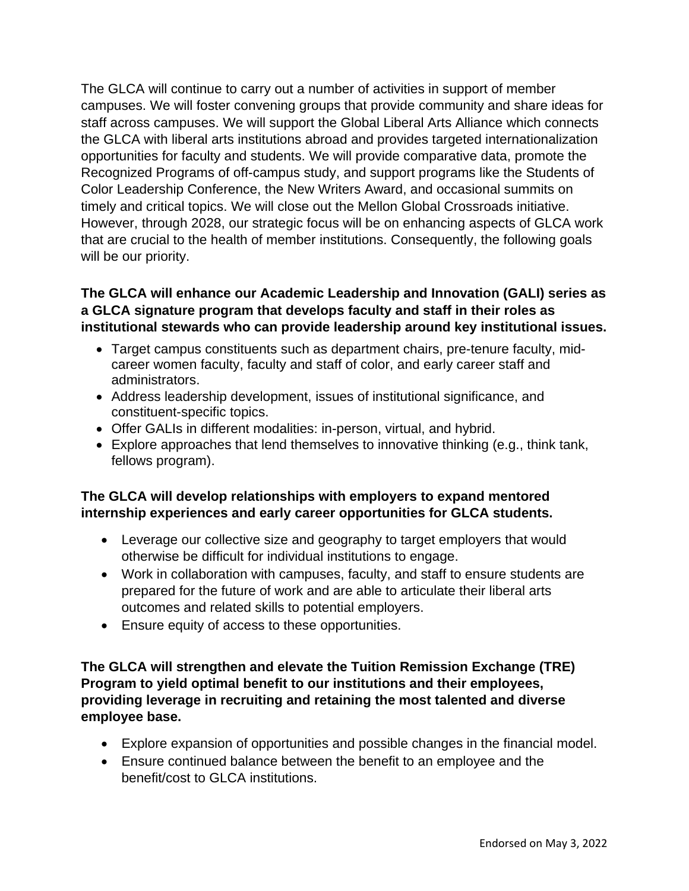The GLCA will continue to carry out a number of activities in support of member campuses. We will foster convening groups that provide community and share ideas for staff across campuses. We will support the Global Liberal Arts Alliance which connects the GLCA with liberal arts institutions abroad and provides targeted internationalization opportunities for faculty and students. We will provide comparative data, promote the Recognized Programs of off-campus study, and support programs like the Students of Color Leadership Conference, the New Writers Award, and occasional summits on timely and critical topics. We will close out the Mellon Global Crossroads initiative. However, through 2028, our strategic focus will be on enhancing aspects of GLCA work that are crucial to the health of member institutions. Consequently, the following goals will be our priority.

**The GLCA will enhance our Academic Leadership and Innovation (GALI) series as a GLCA signature program that develops faculty and staff in their roles as institutional stewards who can provide leadership around key institutional issues.**

- Target campus constituents such as department chairs, pre-tenure faculty, mid-career women faculty, faculty and staff of color, and early career staff and administrators.
- Address leadership development, issues of institutional significance, and constituent-specific topics.
- Offer GALIs in different modalities: in-person, virtual, and hybrid.
- Explore approaches that lend themselves to innovative thinking (e.g., think tank, fellows program).

**The GLCA will develop relationships with employers to expand mentored internship experiences and early career opportunities for GLCA students.**

- Leverage our collective size and geography to target employers that would otherwise be difficult for individual institutions to engage.
- Work in collaboration with campuses, faculty, and staff to ensure students are prepared for the future of work and are able to articulate their liberal arts outcomes and related skills to potential employers.
- Ensure equity of access to these opportunities.

**The GLCA will strengthen and elevate the Tuition Remission Exchange (TRE) Program to yield optimal benefit to our institutions and their employees, providing leverage in recruiting and retaining the most talented and diverse employee base.**

- Explore expansion of opportunities and possible changes in the financial model.
- Ensure continued balance between the benefit to an employee and the benefit/cost to GLCA institutions.

Endorsed on May 3, 2022